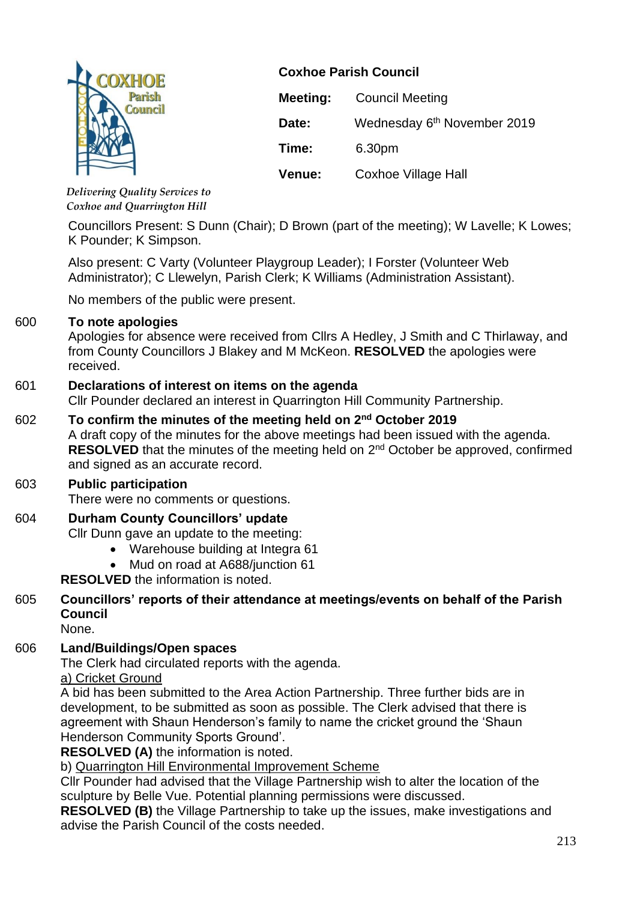**Coxhoe Parish Council**

| | |
|---|---|
| **Meeting:** | Council Meeting |
| **Date:** | Wednesday 6th November 2019 |
| **Time:** | 6.30pm |
| **Venue:** | Coxhoe Village Hall |

*Delivering Quality Services to Coxhoe and Quarrington Hill*

Councillors Present: S Dunn (Chair); D Brown (part of the meeting); W Lavelle; K Lowes; K Pounder; K Simpson.

Also present: C Varty (Volunteer Playgroup Leader); I Forster (Volunteer Web Administrator); C Llewelyn, Parish Clerk; K Williams (Administration Assistant).

No members of the public were present.

600 **To note apologies**
Apologies for absence were received from Cllrs A Hedley, J Smith and C Thirlaway, and from County Councillors J Blakey and M McKeon. **RESOLVED** the apologies were received.

601 **Declarations of interest on items on the agenda**
Cllr Pounder declared an interest in Quarrington Hill Community Partnership.

602 **To confirm the minutes of the meeting held on 2nd October 2019**
A draft copy of the minutes for the above meetings had been issued with the agenda. **RESOLVED** that the minutes of the meeting held on 2nd October be approved, confirmed and signed as an accurate record.

603 **Public participation**
There were no comments or questions.

604 **Durham County Councillors' update**
Cllr Dunn gave an update to the meeting:

- Warehouse building at Integra 61
- Mud on road at A688/junction 61

**RESOLVED** the information is noted.

605 **Councillors' reports of their attendance at meetings/events on behalf of the Parish Council**
None.

606 **Land/Buildings/Open spaces**
The Clerk had circulated reports with the agenda.

a) Cricket Ground
A bid has been submitted to the Area Action Partnership. Three further bids are in development, to be submitted as soon as possible. The Clerk advised that there is agreement with Shaun Henderson's family to name the cricket ground the 'Shaun Henderson Community Sports Ground'.
**RESOLVED (A)** the information is noted.

b) Quarrington Hill Environmental Improvement Scheme
Cllr Pounder had advised that the Village Partnership wish to alter the location of the sculpture by Belle Vue. Potential planning permissions were discussed.
**RESOLVED (B)** the Village Partnership to take up the issues, make investigations and advise the Parish Council of the costs needed.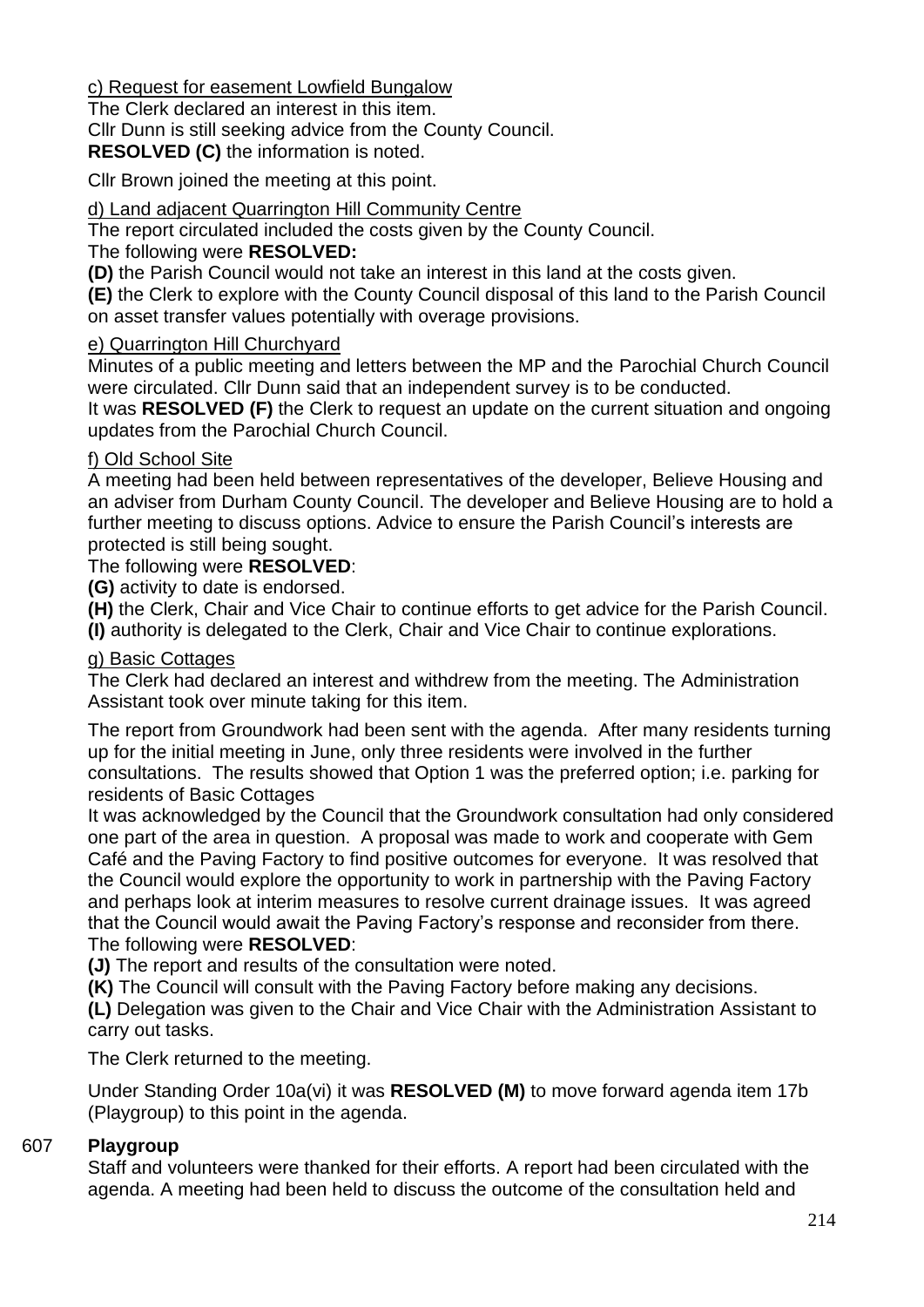c) Request for easement Lowfield Bungalow

The Clerk declared an interest in this item.
Cllr Dunn is still seeking advice from the County Council.
**RESOLVED (C)** the information is noted.

Cllr Brown joined the meeting at this point.

d) Land adjacent Quarrington Hill Community Centre

The report circulated included the costs given by the County Council.
The following were **RESOLVED:**
**(D)** the Parish Council would not take an interest in this land at the costs given.
**(E)** the Clerk to explore with the County Council disposal of this land to the Parish Council on asset transfer values potentially with overage provisions.

e) Quarrington Hill Churchyard

Minutes of a public meeting and letters between the MP and the Parochial Church Council were circulated. Cllr Dunn said that an independent survey is to be conducted.
It was **RESOLVED (F)** the Clerk to request an update on the current situation and ongoing updates from the Parochial Church Council.

f) Old School Site

A meeting had been held between representatives of the developer, Believe Housing and an adviser from Durham County Council. The developer and Believe Housing are to hold a further meeting to discuss options. Advice to ensure the Parish Council's interests are protected is still being sought.
The following were **RESOLVED**:
**(G)** activity to date is endorsed.
**(H)** the Clerk, Chair and Vice Chair to continue efforts to get advice for the Parish Council.
**(I)** authority is delegated to the Clerk, Chair and Vice Chair to continue explorations.

g) Basic Cottages

The Clerk had declared an interest and withdrew from the meeting. The Administration Assistant took over minute taking for this item.

The report from Groundwork had been sent with the agenda. After many residents turning up for the initial meeting in June, only three residents were involved in the further consultations. The results showed that Option 1 was the preferred option; i.e. parking for residents of Basic Cottages
It was acknowledged by the Council that the Groundwork consultation had only considered one part of the area in question. A proposal was made to work and cooperate with Gem Café and the Paving Factory to find positive outcomes for everyone. It was resolved that the Council would explore the opportunity to work in partnership with the Paving Factory and perhaps look at interim measures to resolve current drainage issues. It was agreed that the Council would await the Paving Factory's response and reconsider from there.
The following were **RESOLVED**:
**(J)** The report and results of the consultation were noted.
**(K)** The Council will consult with the Paving Factory before making any decisions.
**(L)** Delegation was given to the Chair and Vice Chair with the Administration Assistant to carry out tasks.

The Clerk returned to the meeting.

Under Standing Order 10a(vi) it was **RESOLVED (M)** to move forward agenda item 17b (Playgroup) to this point in the agenda.

607 **Playgroup**

Staff and volunteers were thanked for their efforts. A report had been circulated with the agenda. A meeting had been held to discuss the outcome of the consultation held and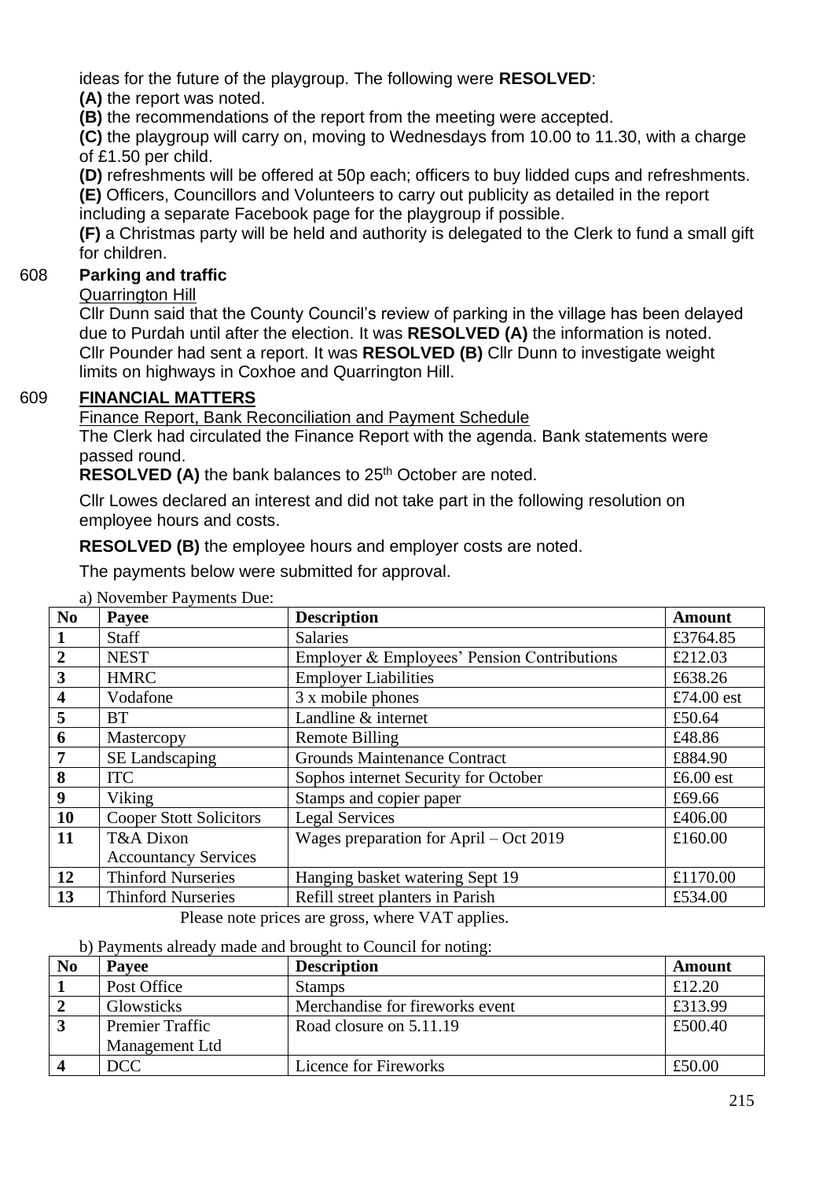ideas for the future of the playgroup. The following were **RESOLVED**:

**(A)** the report was noted.

**(B)** the recommendations of the report from the meeting were accepted.

**(C)** the playgroup will carry on, moving to Wednesdays from 10.00 to 11.30, with a charge of £1.50 per child.

**(D)** refreshments will be offered at 50p each; officers to buy lidded cups and refreshments.

**(E)** Officers, Councillors and Volunteers to carry out publicity as detailed in the report including a separate Facebook page for the playgroup if possible.

**(F)** a Christmas party will be held and authority is delegated to the Clerk to fund a small gift for children.

## 608 **Parking and traffic**

Quarrington Hill

Cllr Dunn said that the County Council's review of parking in the village has been delayed due to Purdah until after the election. It was **RESOLVED (A)** the information is noted. Cllr Pounder had sent a report. It was **RESOLVED (B)** Cllr Dunn to investigate weight limits on highways in Coxhoe and Quarrington Hill.

## 609 **FINANCIAL MATTERS**

Finance Report, Bank Reconciliation and Payment Schedule

The Clerk had circulated the Finance Report with the agenda. Bank statements were passed round.

**RESOLVED (A)** the bank balances to 25th October are noted.

Cllr Lowes declared an interest and did not take part in the following resolution on employee hours and costs.

**RESOLVED (B)** the employee hours and employer costs are noted.

The payments below were submitted for approval.

a) November Payments Due:

| No | Payee | Description | Amount |
|---|---|---|---|
| 1 | Staff | Salaries | £3764.85 |
| 2 | NEST | Employer & Employees' Pension Contributions | £212.03 |
| 3 | HMRC | Employer Liabilities | £638.26 |
| 4 | Vodafone | 3 x mobile phones | £74.00 est |
| 5 | BT | Landline & internet | £50.64 |
| 6 | Mastercopy | Remote Billing | £48.86 |
| 7 | SE Landscaping | Grounds Maintenance Contract | £884.90 |
| 8 | ITC | Sophos internet Security for October | £6.00 est |
| 9 | Viking | Stamps and copier paper | £69.66 |
| 10 | Cooper Stott Solicitors | Legal Services | £406.00 |
| 11 | T&A Dixon Accountancy Services | Wages preparation for April – Oct 2019 | £160.00 |
| 12 | Thinford Nurseries | Hanging basket watering Sept 19 | £1170.00 |
| 13 | Thinford Nurseries | Refill street planters in Parish | £534.00 |

Please note prices are gross, where VAT applies.

b) Payments already made and brought to Council for noting:

| No | Payee | Description | Amount |
|---|---|---|---|
| 1 | Post Office | Stamps | £12.20 |
| 2 | Glowsticks | Merchandise for fireworks event | £313.99 |
| 3 | Premier Traffic Management Ltd | Road closure on 5.11.19 | £500.40 |
| 4 | DCC | Licence for Fireworks | £50.00 |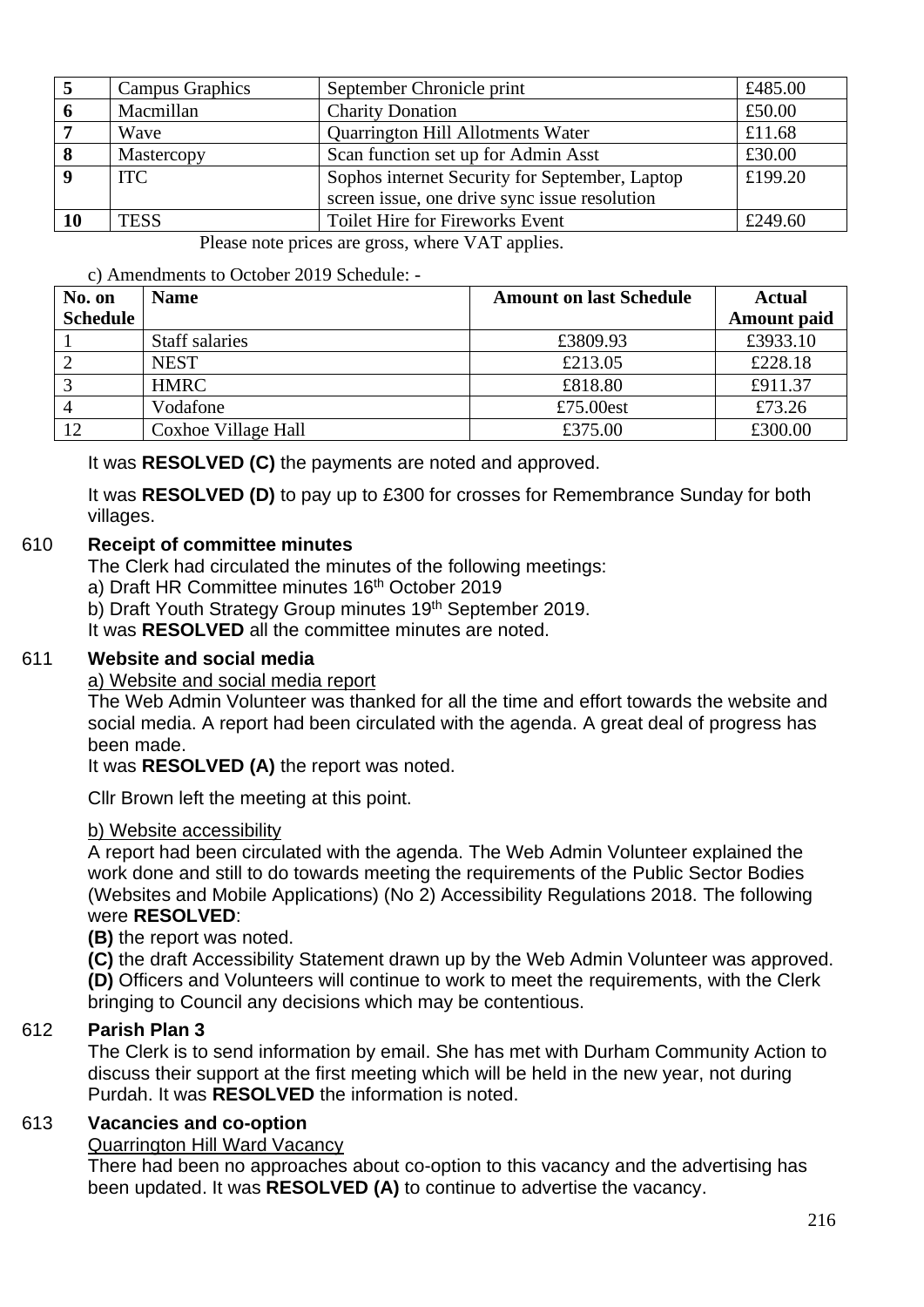| 5 | Campus Graphics | September Chronicle print | £485.00 |
|---|---|---|---|
| 6 | Macmillan | Charity Donation | £50.00 |
| 7 | Wave | Quarrington Hill Allotments Water | £11.68 |
| 8 | Mastercopy | Scan function set up for Admin Asst | £30.00 |
| 9 | ITC | Sophos internet Security for September, Laptop screen issue, one drive sync issue resolution | £199.20 |
| 10 | TESS | Toilet Hire for Fireworks Event | £249.60 |

Please note prices are gross, where VAT applies.

c) Amendments to October 2019 Schedule: -

| No. on Schedule | Name | Amount on last Schedule | Actual Amount paid |
|---|---|---|---|
| 1 | Staff salaries | £3809.93 | £3933.10 |
| 2 | NEST | £213.05 | £228.18 |
| 3 | HMRC | £818.80 | £911.37 |
| 4 | Vodafone | £75.00est | £73.26 |
| 12 | Coxhoe Village Hall | £375.00 | £300.00 |

It was **RESOLVED (C)** the payments are noted and approved.

It was **RESOLVED (D)** to pay up to £300 for crosses for Remembrance Sunday for both villages.

**610 Receipt of committee minutes**

The Clerk had circulated the minutes of the following meetings:
a) Draft HR Committee minutes 16th October 2019
b) Draft Youth Strategy Group minutes 19th September 2019.
It was **RESOLVED** all the committee minutes are noted.

**611 Website and social media**

a) Website and social media report

The Web Admin Volunteer was thanked for all the time and effort towards the website and social media. A report had been circulated with the agenda. A great deal of progress has been made.
It was **RESOLVED (A)** the report was noted.

Cllr Brown left the meeting at this point.

b) Website accessibility

A report had been circulated with the agenda. The Web Admin Volunteer explained the work done and still to do towards meeting the requirements of the Public Sector Bodies (Websites and Mobile Applications) (No 2) Accessibility Regulations 2018. The following were **RESOLVED**:

**(B)** the report was noted.
**(C)** the draft Accessibility Statement drawn up by the Web Admin Volunteer was approved.
**(D)** Officers and Volunteers will continue to work to meet the requirements, with the Clerk bringing to Council any decisions which may be contentious.

**612 Parish Plan 3**

The Clerk is to send information by email. She has met with Durham Community Action to discuss their support at the first meeting which will be held in the new year, not during Purdah. It was **RESOLVED** the information is noted.

**613 Vacancies and co-option**

Quarrington Hill Ward Vacancy

There had been no approaches about co-option to this vacancy and the advertising has been updated. It was **RESOLVED (A)** to continue to advertise the vacancy.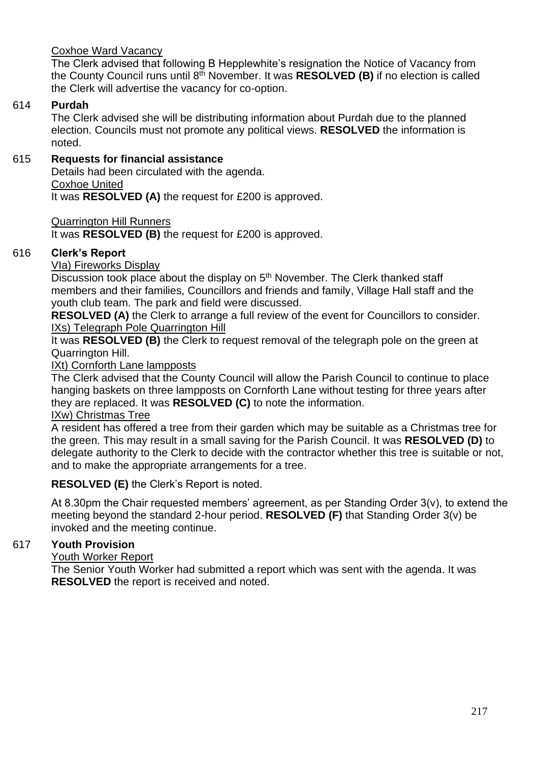Coxhoe Ward Vacancy

The Clerk advised that following B Hepplewhite's resignation the Notice of Vacancy from the County Council runs until 8th November. It was **RESOLVED (B)** if no election is called the Clerk will advertise the vacancy for co-option.

**614 Purdah**

The Clerk advised she will be distributing information about Purdah due to the planned election. Councils must not promote any political views. **RESOLVED** the information is noted.

**615 Requests for financial assistance**

Details had been circulated with the agenda.

Coxhoe United

It was **RESOLVED (A)** the request for £200 is approved.

Quarrington Hill Runners

It was **RESOLVED (B)** the request for £200 is approved.

**616 Clerk's Report**

VIa) Fireworks Display

Discussion took place about the display on 5th November. The Clerk thanked staff members and their families, Councillors and friends and family, Village Hall staff and the youth club team. The park and field were discussed.

**RESOLVED (A)** the Clerk to arrange a full review of the event for Councillors to consider.

IXs) Telegraph Pole Quarrington Hill

It was **RESOLVED (B)** the Clerk to request removal of the telegraph pole on the green at Quarrington Hill.

IXt) Cornforth Lane lampposts

The Clerk advised that the County Council will allow the Parish Council to continue to place hanging baskets on three lampposts on Cornforth Lane without testing for three years after they are replaced. It was **RESOLVED (C)** to note the information.

IXw) Christmas Tree

A resident has offered a tree from their garden which may be suitable as a Christmas tree for the green. This may result in a small saving for the Parish Council. It was **RESOLVED (D)** to delegate authority to the Clerk to decide with the contractor whether this tree is suitable or not, and to make the appropriate arrangements for a tree.

**RESOLVED (E)** the Clerk's Report is noted.

At 8.30pm the Chair requested members' agreement, as per Standing Order 3(v), to extend the meeting beyond the standard 2-hour period. **RESOLVED (F)** that Standing Order 3(v) be invoked and the meeting continue.

**617 Youth Provision**

Youth Worker Report

The Senior Youth Worker had submitted a report which was sent with the agenda. It was **RESOLVED** the report is received and noted.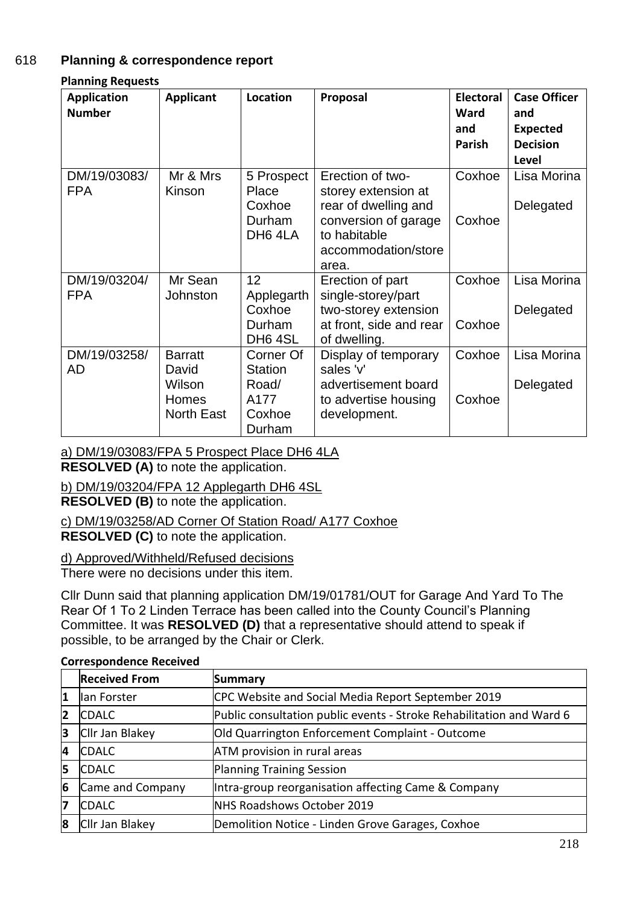## 618 Planning & correspondence report

**Planning Requests**

| Application Number | Applicant | Location | Proposal | Electoral Ward and Parish | Case Officer and Expected Decision Level |
|---|---|---|---|---|---|
| DM/19/03083/FPA | Mr & Mrs Kinson | 5 Prospect Place Coxhoe Durham DH6 4LA | Erection of two-storey extension at rear of dwelling and conversion of garage to habitable accommodation/store area. | Coxhoe Coxhoe | Lisa Morina Delegated |
| DM/19/03204/FPA | Mr Sean Johnston | 12 Applegarth Coxhoe Durham DH6 4SL | Erection of part single-storey/part two-storey extension at front, side and rear of dwelling. | Coxhoe Coxhoe | Lisa Morina Delegated |
| DM/19/03258/AD | Barratt David Wilson Homes North East | Corner Of Station Road/ A177 Coxhoe Durham | Display of temporary sales 'v' advertisement board to advertise housing development. | Coxhoe Coxhoe | Lisa Morina Delegated |

a) DM/19/03083/FPA 5 Prospect Place DH6 4LA
**RESOLVED (A)** to note the application.

b) DM/19/03204/FPA 12 Applegarth DH6 4SL
**RESOLVED (B)** to note the application.

c) DM/19/03258/AD Corner Of Station Road/ A177 Coxhoe
**RESOLVED (C)** to note the application.

d) Approved/Withheld/Refused decisions
There were no decisions under this item.

Cllr Dunn said that planning application DM/19/01781/OUT for Garage And Yard To The Rear Of 1 To 2 Linden Terrace has been called into the County Council's Planning Committee. It was **RESOLVED (D)** that a representative should attend to speak if possible, to be arranged by the Chair or Clerk.

**Correspondence Received**

| | Received From | Summary |
|---|---|---|
| 1 | Ian Forster | CPC Website and Social Media Report September 2019 |
| 2 | CDALC | Public consultation public events - Stroke Rehabilitation and Ward 6 |
| 3 | Cllr Jan Blakey | Old Quarrington Enforcement Complaint - Outcome |
| 4 | CDALC | ATM provision in rural areas |
| 5 | CDALC | Planning Training Session |
| 6 | Came and Company | Intra-group reorganisation affecting Came & Company |
| 7 | CDALC | NHS Roadshows October 2019 |
| 8 | Cllr Jan Blakey | Demolition Notice - Linden Grove Garages, Coxhoe |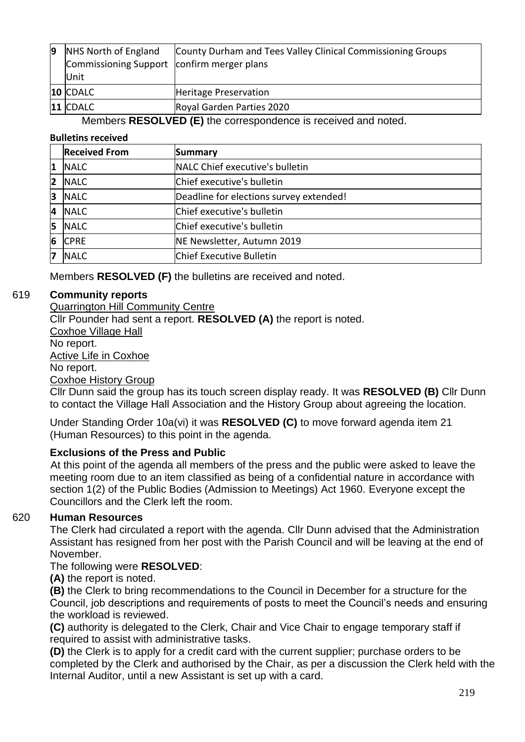| 9 | NHS North of England Commissioning Support Unit | County Durham and Tees Valley Clinical Commissioning Groups confirm merger plans |
|---|---|---|
| 10 | CDALC | Heritage Preservation |
| 11 | CDALC | Royal Garden Parties 2020 |

Members **RESOLVED (E)** the correspondence is received and noted.

**Bulletins received**

| | Received From | Summary |
|---|---|---|
| 1 | NALC | NALC Chief executive's bulletin |
| 2 | NALC | Chief executive's bulletin |
| 3 | NALC | Deadline for elections survey extended! |
| 4 | NALC | Chief executive's bulletin |
| 5 | NALC | Chief executive's bulletin |
| 6 | CPRE | NE Newsletter, Autumn 2019 |
| 7 | NALC | Chief Executive Bulletin |

Members **RESOLVED (F)** the bulletins are received and noted.

619 **Community reports**

Quarrington Hill Community Centre

Cllr Pounder had sent a report. **RESOLVED (A)** the report is noted.

Coxhoe Village Hall

No report.

Active Life in Coxhoe

No report.

Coxhoe History Group

Cllr Dunn said the group has its touch screen display ready. It was **RESOLVED (B)** Cllr Dunn to contact the Village Hall Association and the History Group about agreeing the location.

Under Standing Order 10a(vi) it was **RESOLVED (C)** to move forward agenda item 21 (Human Resources) to this point in the agenda.

**Exclusions of the Press and Public**

At this point of the agenda all members of the press and the public were asked to leave the meeting room due to an item classified as being of a confidential nature in accordance with section 1(2) of the Public Bodies (Admission to Meetings) Act 1960. Everyone except the Councillors and the Clerk left the room.

620 **Human Resources**

The Clerk had circulated a report with the agenda. Cllr Dunn advised that the Administration Assistant has resigned from her post with the Parish Council and will be leaving at the end of November.

The following were **RESOLVED**:

**(A)** the report is noted.

**(B)** the Clerk to bring recommendations to the Council in December for a structure for the Council, job descriptions and requirements of posts to meet the Council's needs and ensuring the workload is reviewed.

**(C)** authority is delegated to the Clerk, Chair and Vice Chair to engage temporary staff if required to assist with administrative tasks.

**(D)** the Clerk is to apply for a credit card with the current supplier; purchase orders to be completed by the Clerk and authorised by the Chair, as per a discussion the Clerk held with the Internal Auditor, until a new Assistant is set up with a card.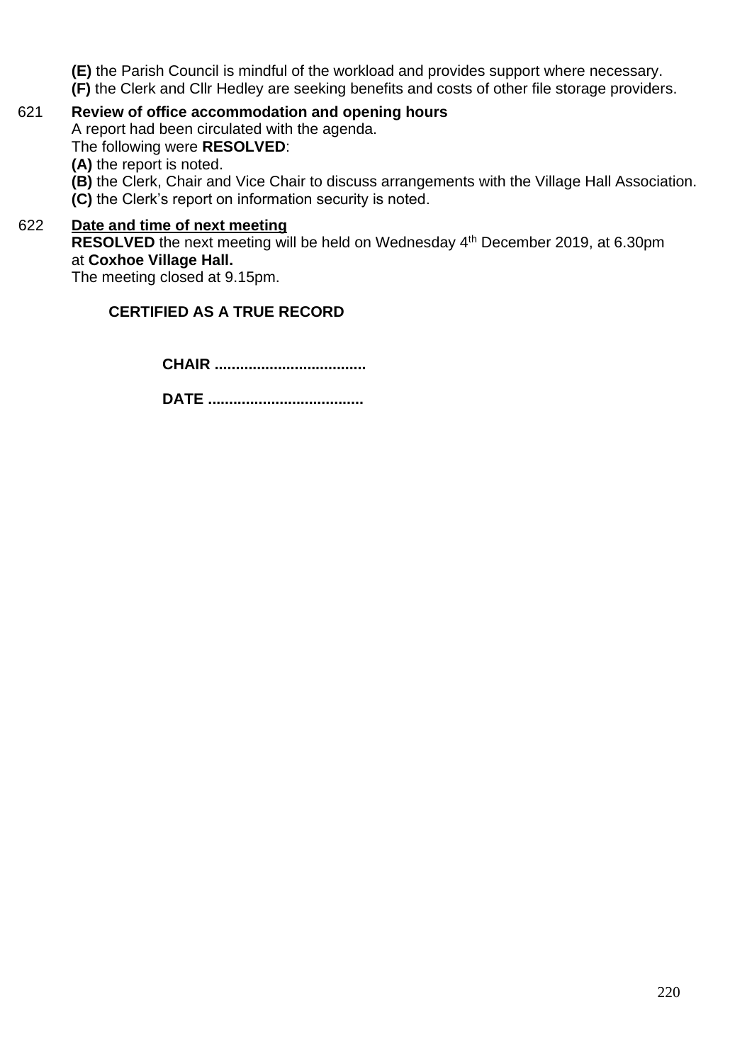**(E)** the Parish Council is mindful of the workload and provides support where necessary.
**(F)** the Clerk and Cllr Hedley are seeking benefits and costs of other file storage providers.

621 **Review of office accommodation and opening hours**
A report had been circulated with the agenda.
The following were **RESOLVED**:
**(A)** the report is noted.
**(B)** the Clerk, Chair and Vice Chair to discuss arrangements with the Village Hall Association.
**(C)** the Clerk's report on information security is noted.

622 **Date and time of next meeting**
**RESOLVED** the next meeting will be held on Wednesday 4th December 2019, at 6.30pm at **Coxhoe Village Hall.**
The meeting closed at 9.15pm.

**CERTIFIED AS A TRUE RECORD**

**CHAIR ...................................**

**DATE ....................................**